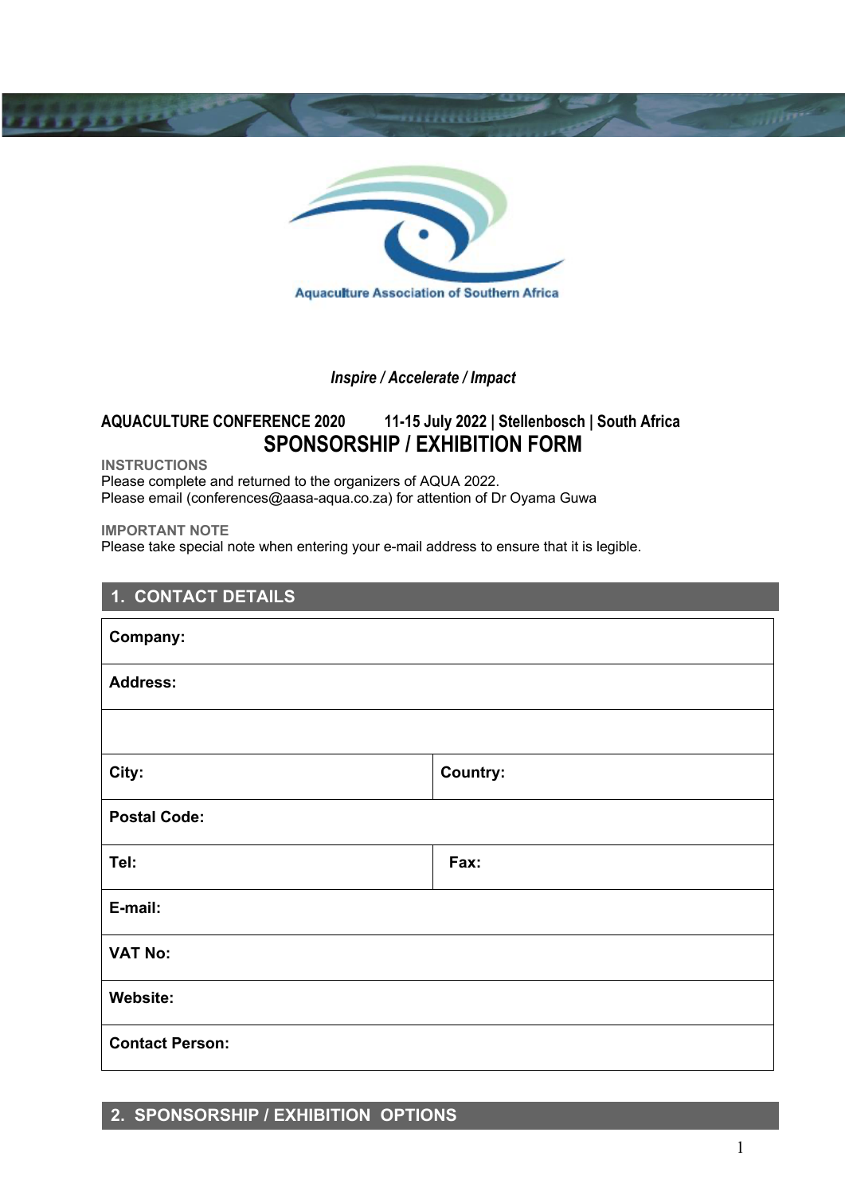Aquaculture Association of Southern Africa

*Inspire / Accelerate / Impact*

**AQUACULTURE CONFERENCE 2020 11-15 July 2022 | Stellenbosch | South Africa**

# SPONSORSHIP / EXHIBITION FORM

**INSTRUCTIONS**

Please complete and returned to the organizers of AQUA 2022.
Please email (conferences@aasa-aqua.co.za) for attention of Dr Oyama Guwa

**IMPORTANT NOTE**

Please take special note when entering your e-mail address to ensure that it is legible.

## 1. CONTACT DETAILS

| **Company:** | |
|---|---|
| **Address:** | |
| | |
| **City:** | **Country:** |
| **Postal Code:** | |
| **Tel:** | **Fax:** |
| **E-mail:** | |
| **VAT No:** | |
| **Website:** | |
| **Contact Person:** | |

## 2. SPONSORSHIP / EXHIBITION OPTIONS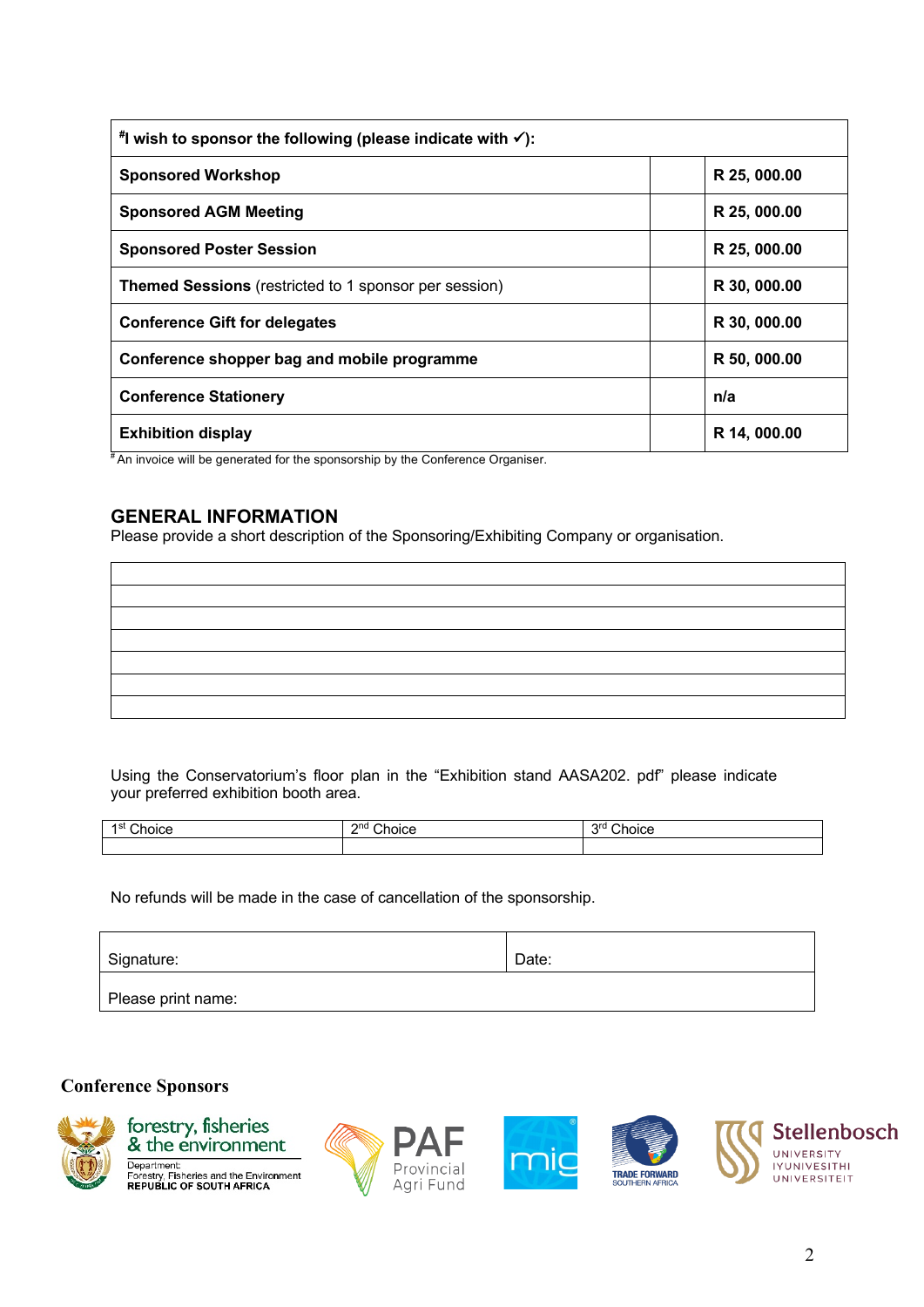| #I wish to sponsor the following (please indicate with ✓): | | |
|---|---|---|
| **Sponsored Workshop** | | **R 25, 000.00** |
| **Sponsored AGM Meeting** | | **R 25, 000.00** |
| **Sponsored Poster Session** | | **R 25, 000.00** |
| **Themed Sessions** (restricted to 1 sponsor per session) | | **R 30, 000.00** |
| **Conference Gift for delegates** | | **R 30, 000.00** |
| **Conference shopper bag and mobile programme** | | **R 50, 000.00** |
| **Conference Stationery** | | **n/a** |
| **Exhibition display** | | **R 14, 000.00** |

#An invoice will be generated for the sponsorship by the Conference Organiser.

## GENERAL INFORMATION

Please provide a short description of the Sponsoring/Exhibiting Company or organisation.

| |
|---|
| |
| |
| |
| |
| |
| |
| |

Using the Conservatorium's floor plan in the "Exhibition stand AASA202. pdf" please indicate your preferred exhibition booth area.

| 1st Choice | 2nd Choice | 3rd Choice |
|---|---|---|
| | | |

No refunds will be made in the case of cancellation of the sponsorship.

| | |
|---|---|
| Signature: | Date: |
| Please print name: | |

**Conference Sponsors**

forestry, fisheries & the environment
Department: Forestry, Fisheries and the Environment
REPUBLIC OF SOUTH AFRICA

PAF Provincial Agri Fund

mig

TRADE FORWARD SOUTHERN AFRICA

Stellenbosch UNIVERSITY IYUNIVESITHI UNIVERSITEIT